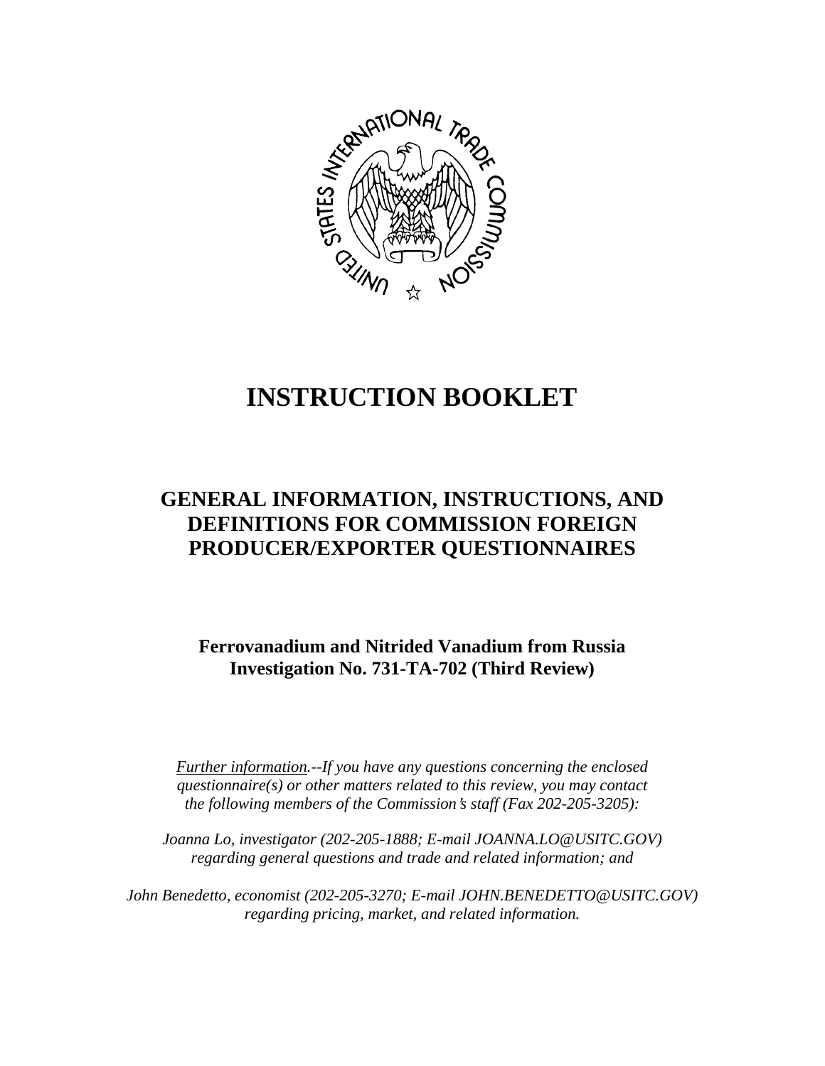# INSTRUCTION BOOKLET

## GENERAL INFORMATION, INSTRUCTIONS, AND DEFINITIONS FOR COMMISSION FOREIGN PRODUCER/EXPORTER QUESTIONNAIRES

**Ferrovanadium and Nitrided Vanadium from Russia**
**Investigation No. 731-TA-702 (Third Review)**

*Further information.--If you have any questions concerning the enclosed questionnaire(s) or other matters related to this review, you may contact the following members of the Commission's staff (Fax 202-205-3205):*

*Joanna Lo, investigator (202-205-1888; E-mail JOANNA.LO@USITC.GOV) regarding general questions and trade and related information; and*

*John Benedetto, economist (202-205-3270; E-mail JOHN.BENEDETTO@USITC.GOV) regarding pricing, market, and related information.*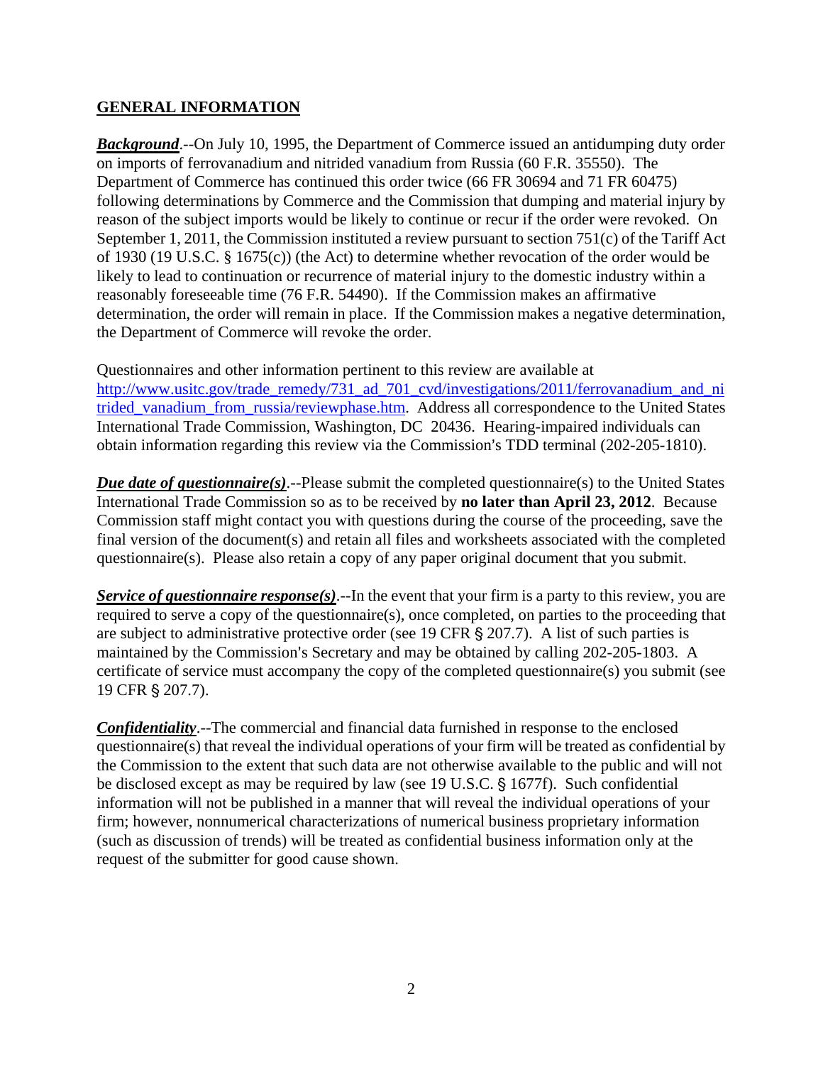## GENERAL INFORMATION

***Background***.--On July 10, 1995, the Department of Commerce issued an antidumping duty order on imports of ferrovanadium and nitrided vanadium from Russia (60 F.R. 35550). The Department of Commerce has continued this order twice (66 FR 30694 and 71 FR 60475) following determinations by Commerce and the Commission that dumping and material injury by reason of the subject imports would be likely to continue or recur if the order were revoked. On September 1, 2011, the Commission instituted a review pursuant to section 751(c) of the Tariff Act of 1930 (19 U.S.C. § 1675(c)) (the Act) to determine whether revocation of the order would be likely to lead to continuation or recurrence of material injury to the domestic industry within a reasonably foreseeable time (76 F.R. 54490). If the Commission makes an affirmative determination, the order will remain in place. If the Commission makes a negative determination, the Department of Commerce will revoke the order.

Questionnaires and other information pertinent to this review are available at http://www.usitc.gov/trade_remedy/731_ad_701_cvd/investigations/2011/ferrovanadium_and_nitrided_vanadium_from_russia/reviewphase.htm. Address all correspondence to the United States International Trade Commission, Washington, DC 20436. Hearing-impaired individuals can obtain information regarding this review via the Commission's TDD terminal (202-205-1810).

***Due date of questionnaire(s)***.--Please submit the completed questionnaire(s) to the United States International Trade Commission so as to be received by **no later than April 23, 2012**. Because Commission staff might contact you with questions during the course of the proceeding, save the final version of the document(s) and retain all files and worksheets associated with the completed questionnaire(s). Please also retain a copy of any paper original document that you submit.

***Service of questionnaire response(s)***.--In the event that your firm is a party to this review, you are required to serve a copy of the questionnaire(s), once completed, on parties to the proceeding that are subject to administrative protective order (see 19 CFR § 207.7). A list of such parties is maintained by the Commission's Secretary and may be obtained by calling 202-205-1803. A certificate of service must accompany the copy of the completed questionnaire(s) you submit (see 19 CFR § 207.7).

***Confidentiality***.--The commercial and financial data furnished in response to the enclosed questionnaire(s) that reveal the individual operations of your firm will be treated as confidential by the Commission to the extent that such data are not otherwise available to the public and will not be disclosed except as may be required by law (see 19 U.S.C. § 1677f). Such confidential information will not be published in a manner that will reveal the individual operations of your firm; however, nonnumerical characterizations of numerical business proprietary information (such as discussion of trends) will be treated as confidential business information only at the request of the submitter for good cause shown.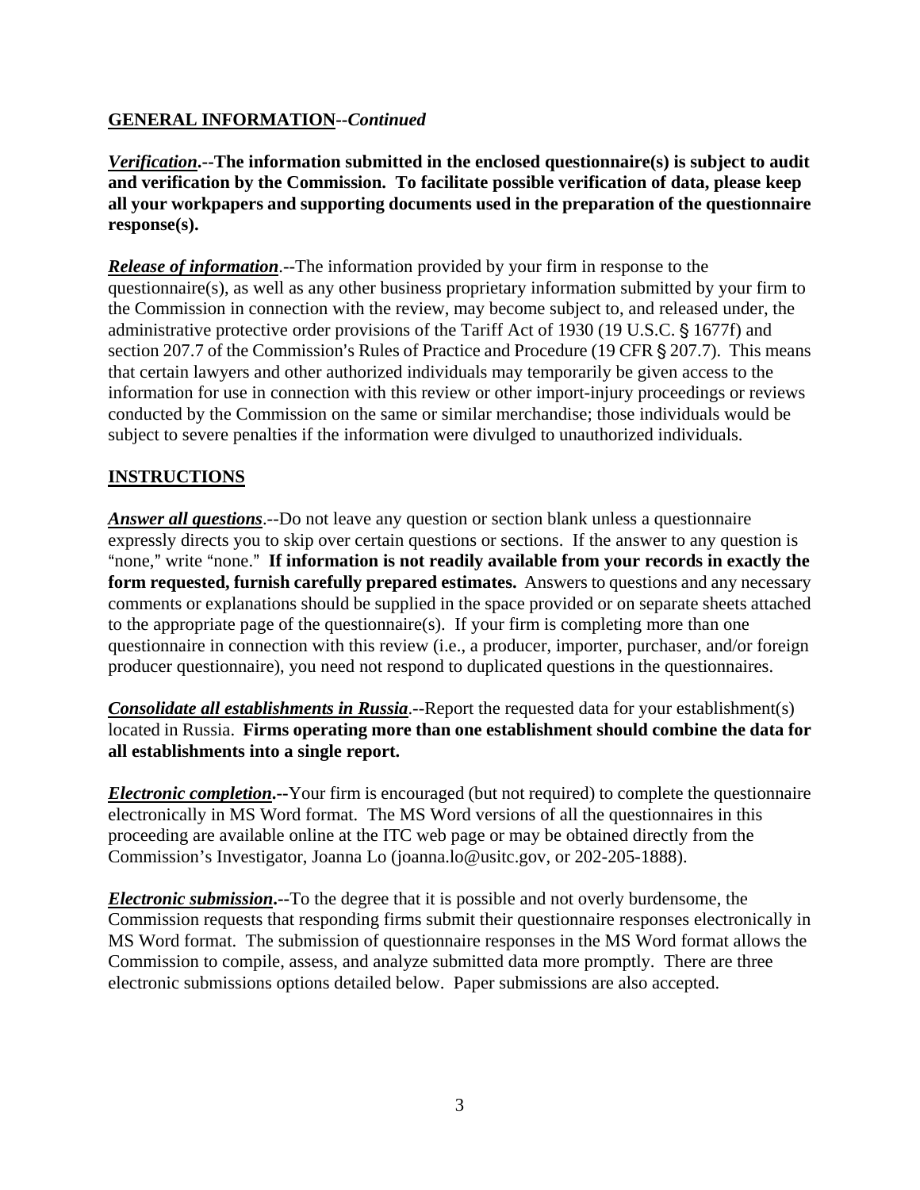**GENERAL INFORMATION--*Continued***

***Verification*.--The information submitted in the enclosed questionnaire(s) is subject to audit and verification by the Commission. To facilitate possible verification of data, please keep all your workpapers and supporting documents used in the preparation of the questionnaire response(s).**

***Release of information*.**--The information provided by your firm in response to the questionnaire(s), as well as any other business proprietary information submitted by your firm to the Commission in connection with the review, may become subject to, and released under, the administrative protective order provisions of the Tariff Act of 1930 (19 U.S.C. § 1677f) and section 207.7 of the Commission's Rules of Practice and Procedure (19 CFR § 207.7). This means that certain lawyers and other authorized individuals may temporarily be given access to the information for use in connection with this review or other import-injury proceedings or reviews conducted by the Commission on the same or similar merchandise; those individuals would be subject to severe penalties if the information were divulged to unauthorized individuals.

**INSTRUCTIONS**

***Answer all questions*.**--Do not leave any question or section blank unless a questionnaire expressly directs you to skip over certain questions or sections. If the answer to any question is "none," write "none." **If information is not readily available from your records in exactly the form requested, furnish carefully prepared estimates.** Answers to questions and any necessary comments or explanations should be supplied in the space provided or on separate sheets attached to the appropriate page of the questionnaire(s). If your firm is completing more than one questionnaire in connection with this review (i.e., a producer, importer, purchaser, and/or foreign producer questionnaire), you need not respond to duplicated questions in the questionnaires.

***Consolidate all establishments in Russia*.**--Report the requested data for your establishment(s) located in Russia. **Firms operating more than one establishment should combine the data for all establishments into a single report.**

***Electronic completion*.--**Your firm is encouraged (but not required) to complete the questionnaire electronically in MS Word format. The MS Word versions of all the questionnaires in this proceeding are available online at the ITC web page or may be obtained directly from the Commission's Investigator, Joanna Lo (joanna.lo@usitc.gov, or 202-205-1888).

***Electronic submission*.--**To the degree that it is possible and not overly burdensome, the Commission requests that responding firms submit their questionnaire responses electronically in MS Word format. The submission of questionnaire responses in the MS Word format allows the Commission to compile, assess, and analyze submitted data more promptly. There are three electronic submissions options detailed below. Paper submissions are also accepted.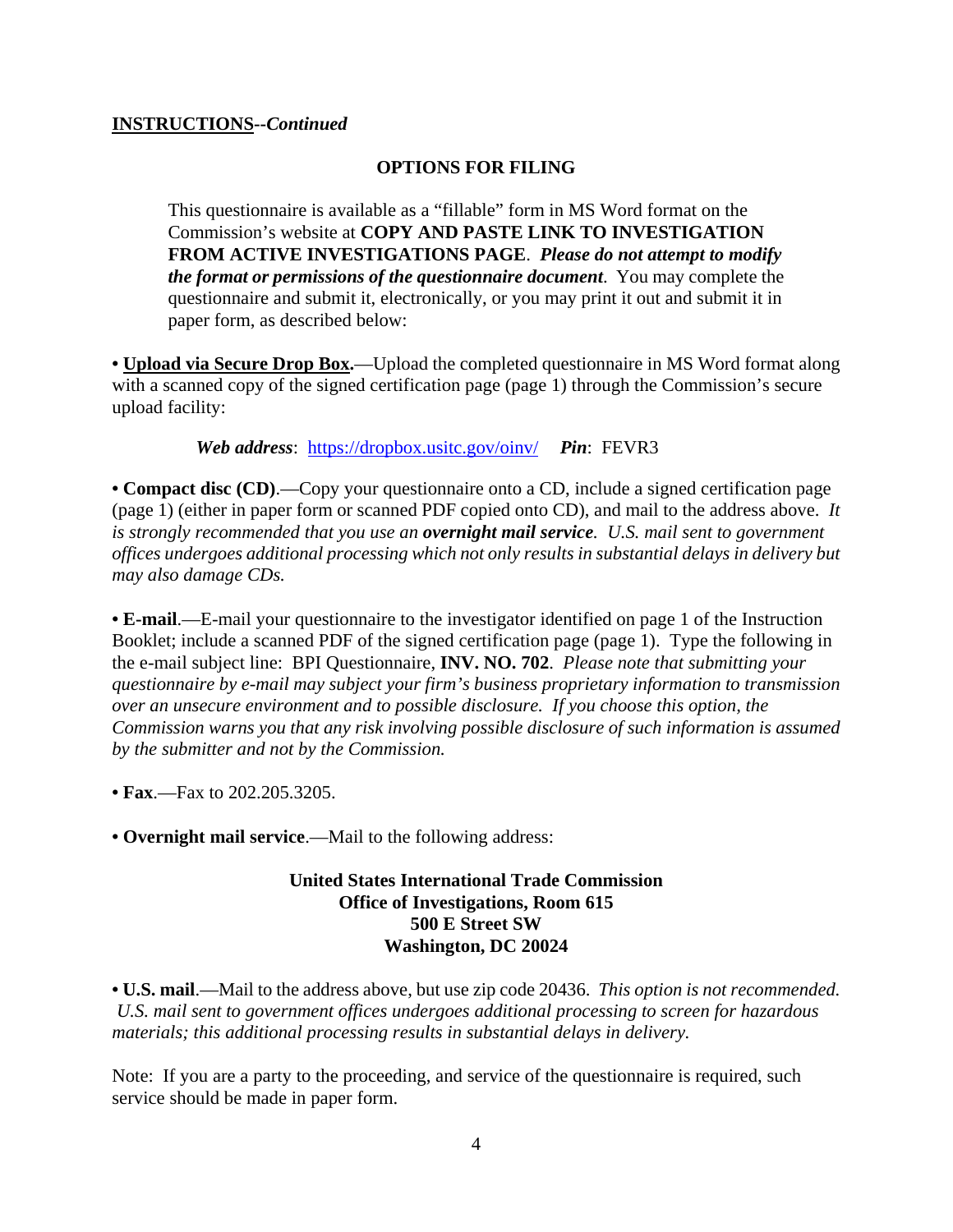**<u>INSTRUCTIONS</u>--*Continued***

**OPTIONS FOR FILING**

This questionnaire is available as a "fillable" form in MS Word format on the Commission's website at **COPY AND PASTE LINK TO INVESTIGATION FROM ACTIVE INVESTIGATIONS PAGE**. ***Please do not attempt to modify the format or permissions of the questionnaire document***. You may complete the questionnaire and submit it, electronically, or you may print it out and submit it in paper form, as described below:

• **<u>Upload via Secure Drop Box</u>.**—Upload the completed questionnaire in MS Word format along with a scanned copy of the signed certification page (page 1) through the Commission's secure upload facility:

***Web address***: https://dropbox.usitc.gov/oinv/ ***Pin***: FEVR3

• **Compact disc (CD)**.—Copy your questionnaire onto a CD, include a signed certification page (page 1) (either in paper form or scanned PDF copied onto CD), and mail to the address above. *It is strongly recommended that you use an **overnight mail service**. U.S. mail sent to government offices undergoes additional processing which not only results in substantial delays in delivery but may also damage CDs.*

• **E-mail**.—E-mail your questionnaire to the investigator identified on page 1 of the Instruction Booklet; include a scanned PDF of the signed certification page (page 1). Type the following in the e-mail subject line: BPI Questionnaire, **INV. NO. 702**. *Please note that submitting your questionnaire by e-mail may subject your firm's business proprietary information to transmission over an unsecure environment and to possible disclosure. If you choose this option, the Commission warns you that any risk involving possible disclosure of such information is assumed by the submitter and not by the Commission.*

• **Fax**.—Fax to 202.205.3205.

• **Overnight mail service**.—Mail to the following address:

**United States International Trade Commission**
**Office of Investigations, Room 615**
**500 E Street SW**
**Washington, DC 20024**

• **U.S. mail**.—Mail to the address above, but use zip code 20436. *This option is not recommended. U.S. mail sent to government offices undergoes additional processing to screen for hazardous materials; this additional processing results in substantial delays in delivery.*

Note: If you are a party to the proceeding, and service of the questionnaire is required, such service should be made in paper form.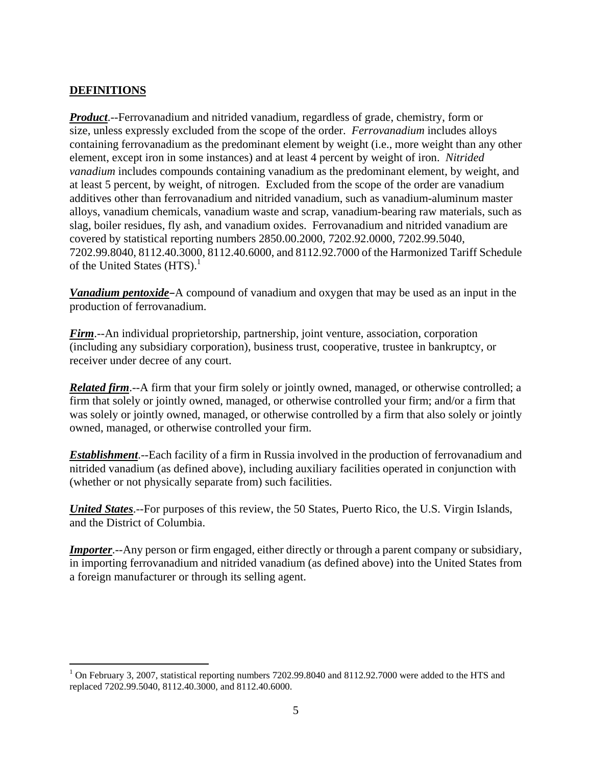## DEFINITIONS

***Product***.--Ferrovanadium and nitrided vanadium, regardless of grade, chemistry, form or size, unless expressly excluded from the scope of the order. *Ferrovanadium* includes alloys containing ferrovanadium as the predominant element by weight (i.e., more weight than any other element, except iron in some instances) and at least 4 percent by weight of iron. *Nitrided vanadium* includes compounds containing vanadium as the predominant element, by weight, and at least 5 percent, by weight, of nitrogen. Excluded from the scope of the order are vanadium additives other than ferrovanadium and nitrided vanadium, such as vanadium-aluminum master alloys, vanadium chemicals, vanadium waste and scrap, vanadium-bearing raw materials, such as slag, boiler residues, fly ash, and vanadium oxides. Ferrovanadium and nitrided vanadium are covered by statistical reporting numbers 2850.00.2000, 7202.92.0000, 7202.99.5040, 7202.99.8040, 8112.40.3000, 8112.40.6000, and 8112.92.7000 of the Harmonized Tariff Schedule of the United States (HTS).[1]

***Vanadium pentoxide***–A compound of vanadium and oxygen that may be used as an input in the production of ferrovanadium.

***Firm***.--An individual proprietorship, partnership, joint venture, association, corporation (including any subsidiary corporation), business trust, cooperative, trustee in bankruptcy, or receiver under decree of any court.

***Related firm***.--A firm that your firm solely or jointly owned, managed, or otherwise controlled; a firm that solely or jointly owned, managed, or otherwise controlled your firm; and/or a firm that was solely or jointly owned, managed, or otherwise controlled by a firm that also solely or jointly owned, managed, or otherwise controlled your firm.

***Establishment***.--Each facility of a firm in Russia involved in the production of ferrovanadium and nitrided vanadium (as defined above), including auxiliary facilities operated in conjunction with (whether or not physically separate from) such facilities.

***United States***.--For purposes of this review, the 50 States, Puerto Rico, the U.S. Virgin Islands, and the District of Columbia.

***Importer***.--Any person or firm engaged, either directly or through a parent company or subsidiary, in importing ferrovanadium and nitrided vanadium (as defined above) into the United States from a foreign manufacturer or through its selling agent.

---

[1] On February 3, 2007, statistical reporting numbers 7202.99.8040 and 8112.92.7000 were added to the HTS and replaced 7202.99.5040, 8112.40.3000, and 8112.40.6000.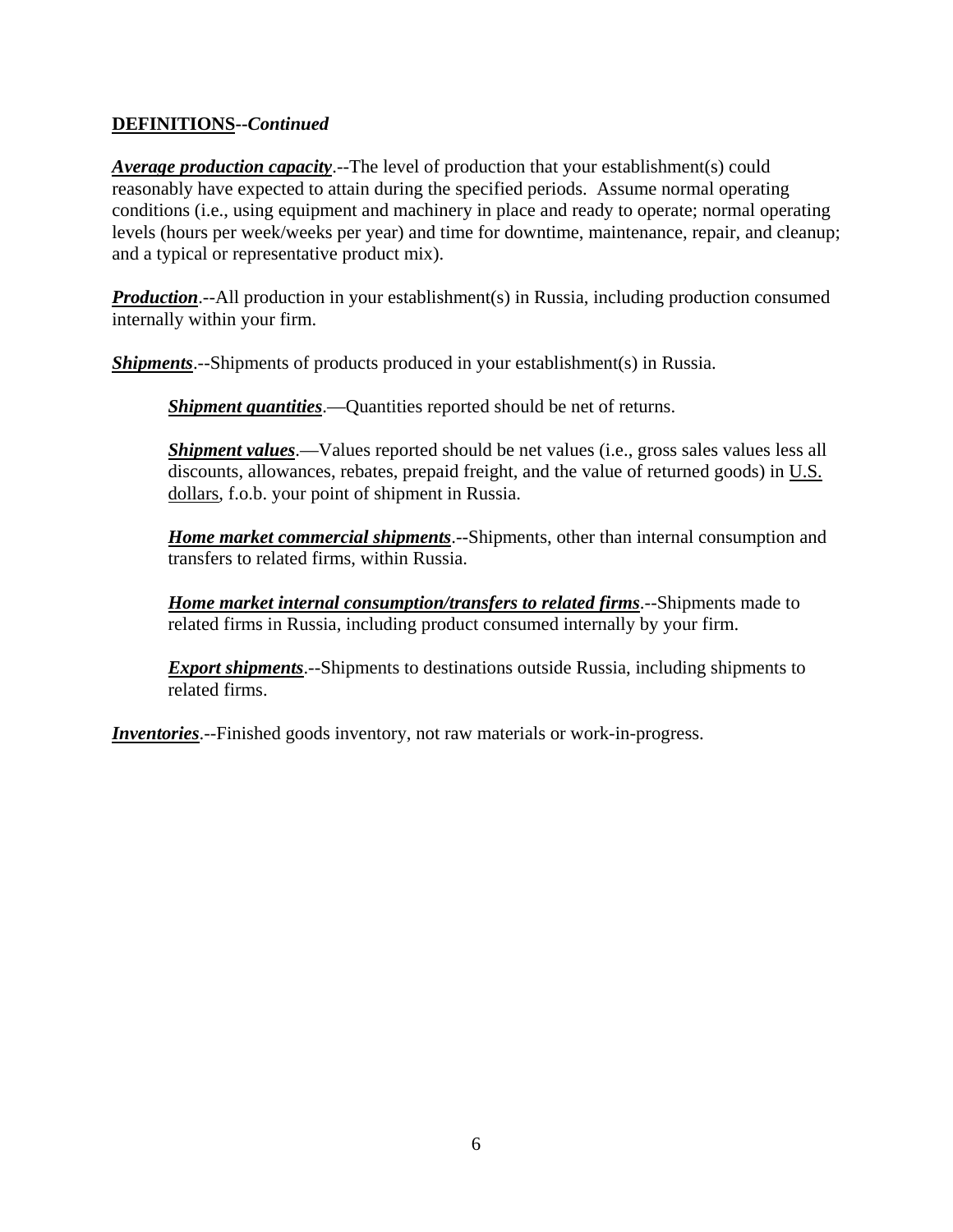**DEFINITIONS--*Continued***

***Average production capacity***.--The level of production that your establishment(s) could reasonably have expected to attain during the specified periods. Assume normal operating conditions (i.e., using equipment and machinery in place and ready to operate; normal operating levels (hours per week/weeks per year) and time for downtime, maintenance, repair, and cleanup; and a typical or representative product mix).

***Production***.--All production in your establishment(s) in Russia, including production consumed internally within your firm.

***Shipments***.--Shipments of products produced in your establishment(s) in Russia.

> ***Shipment quantities***.—Quantities reported should be net of returns.
>
> ***Shipment values***.—Values reported should be net values (i.e., gross sales values less all discounts, allowances, rebates, prepaid freight, and the value of returned goods) in U.S. dollars, f.o.b. your point of shipment in Russia.
>
> ***Home market commercial shipments***.--Shipments, other than internal consumption and transfers to related firms, within Russia.
>
> ***Home market internal consumption/transfers to related firms***.--Shipments made to related firms in Russia, including product consumed internally by your firm.
>
> ***Export shipments***.--Shipments to destinations outside Russia, including shipments to related firms.

***Inventories***.--Finished goods inventory, not raw materials or work-in-progress.